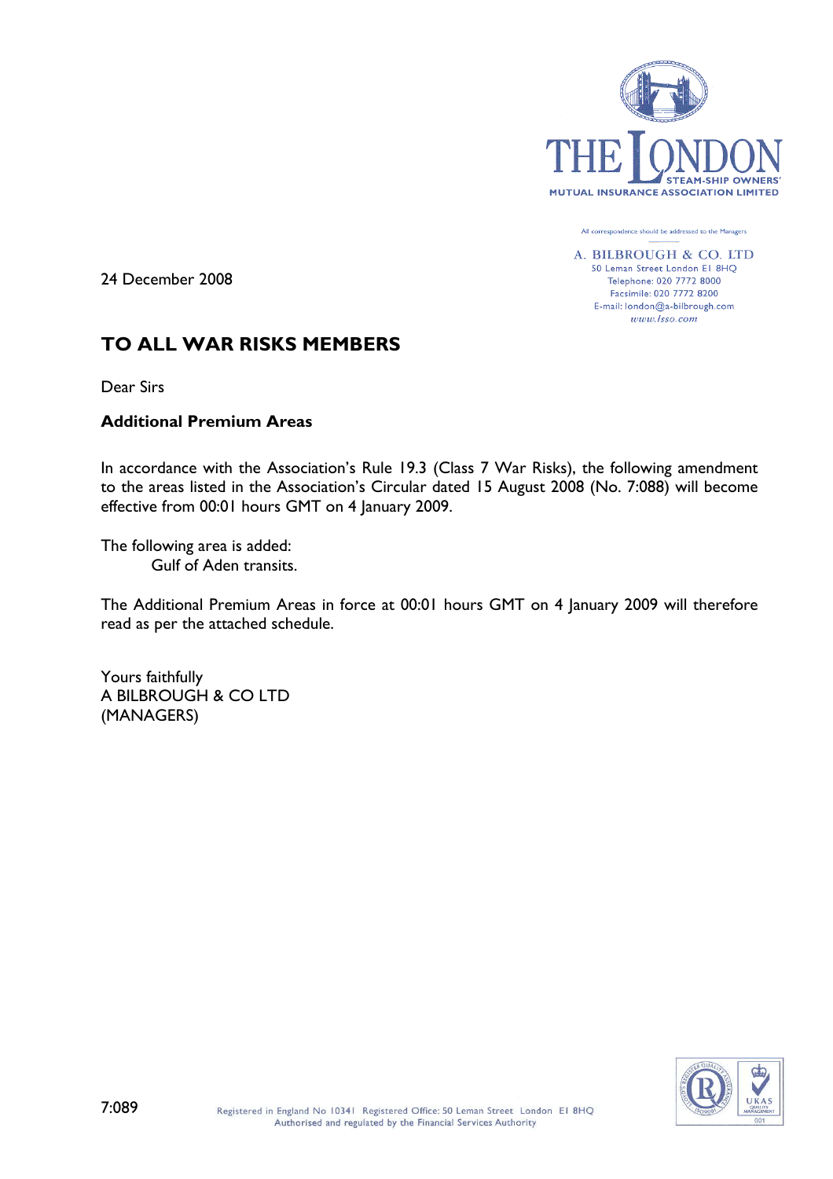THE LONDON STEAM-SHIP OWNERS' MUTUAL INSURANCE ASSOCIATION LIMITED

All correspondence should be addressed to the Managers

A. BILBROUGH & CO. LTD
50 Leman Street London E1 8HQ
Telephone: 020 7772 8000
Facsimile: 020 7772 8200
E-mail: london@a-bilbrough.com
www.lsso.com

24 December 2008

## TO ALL WAR RISKS MEMBERS

Dear Sirs

**Additional Premium Areas**

In accordance with the Association's Rule 19.3 (Class 7 War Risks), the following amendment to the areas listed in the Association's Circular dated 15 August 2008 (No. 7:088) will become effective from 00:01 hours GMT on 4 January 2009.

The following area is added:

Gulf of Aden transits.

The Additional Premium Areas in force at 00:01 hours GMT on 4 January 2009 will therefore read as per the attached schedule.

Yours faithfully
A BILBROUGH & CO LTD
(MANAGERS)

7:089

Registered in England No 10341 Registered Office: 50 Leman Street London E1 8HQ
Authorised and regulated by the Financial Services Authority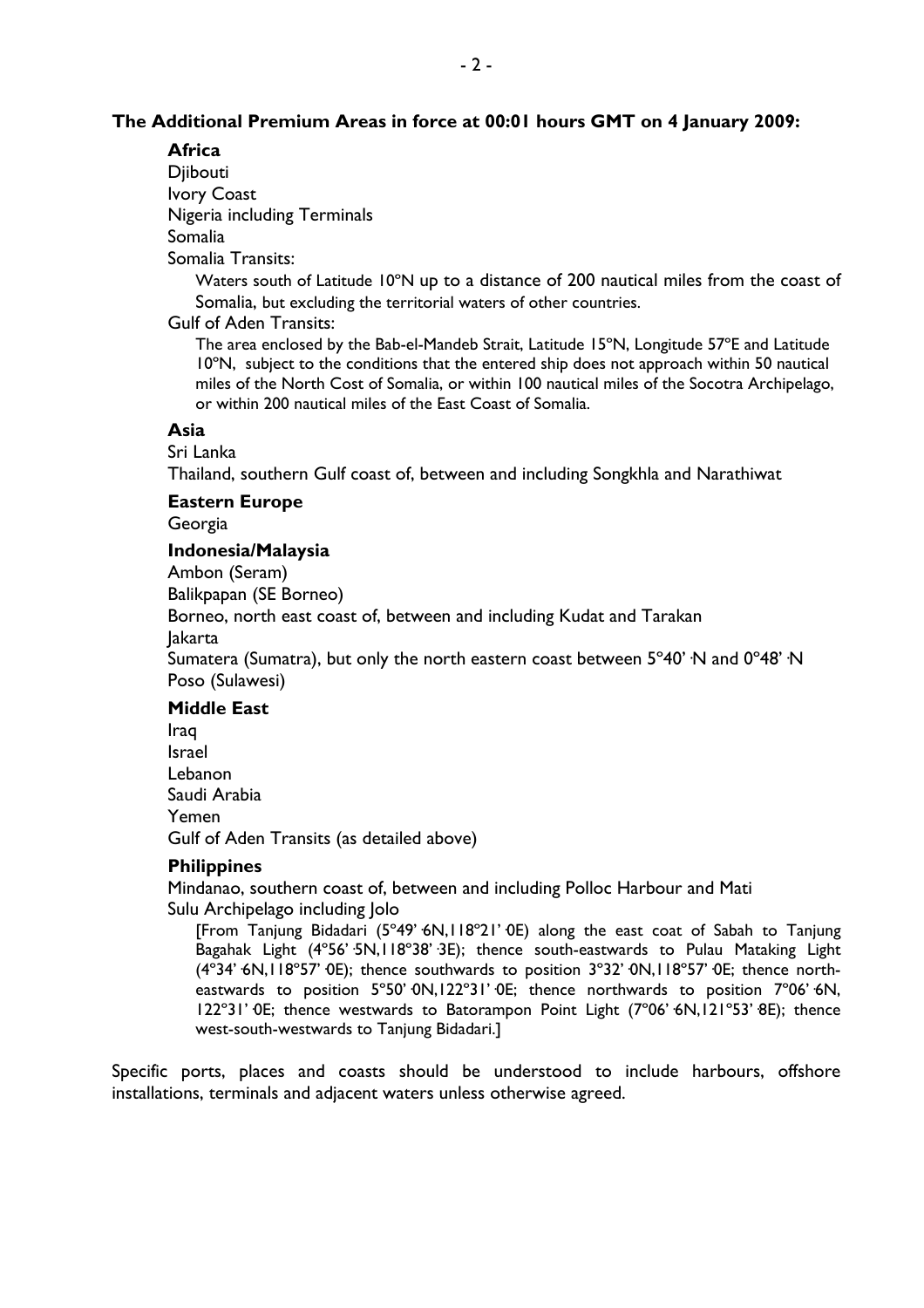**The Additional Premium Areas in force at 00:01 hours GMT on 4 January 2009:**

**Africa**

Djibouti
Ivory Coast
Nigeria including Terminals
Somalia
Somalia Transits:

Waters south of Latitude 10ºN up to a distance of 200 nautical miles from the coast of Somalia, but excluding the territorial waters of other countries.

Gulf of Aden Transits:

The area enclosed by the Bab-el-Mandeb Strait, Latitude 15ºN, Longitude 57ºE and Latitude 10ºN, subject to the conditions that the entered ship does not approach within 50 nautical miles of the North Cost of Somalia, or within 100 nautical miles of the Socotra Archipelago, or within 200 nautical miles of the East Coast of Somalia.

**Asia**

Sri Lanka
Thailand, southern Gulf coast of, between and including Songkhla and Narathiwat

**Eastern Europe**

Georgia

**Indonesia/Malaysia**

Ambon (Seram)
Balikpapan (SE Borneo)
Borneo, north east coast of, between and including Kudat and Tarakan
Jakarta
Sumatera (Sumatra), but only the north eastern coast between 5°40'·N and 0°48'·N
Poso (Sulawesi)

**Middle East**

Iraq
Israel
Lebanon
Saudi Arabia
Yemen
Gulf of Aden Transits (as detailed above)

**Philippines**

Mindanao, southern coast of, between and including Polloc Harbour and Mati
Sulu Archipelago including Jolo

[From Tanjung Bidadari (5°49'·6N,118°21'·0E) along the east coat of Sabah to Tanjung Bagahak Light (4°56'·5N,118°38'·3E); thence south-eastwards to Pulau Mataking Light (4°34'·6N,118°57'·0E); thence southwards to position 3°32'·0N,118°57'·0E; thence north-eastwards to position 5°50'·0N,122°31'·0E; thence northwards to position 7°06'·6N, 122°31'·0E; thence westwards to Batorampon Point Light (7°06'·6N,121°53'·8E); thence west-south-westwards to Tanjung Bidadari.]

Specific ports, places and coasts should be understood to include harbours, offshore installations, terminals and adjacent waters unless otherwise agreed.